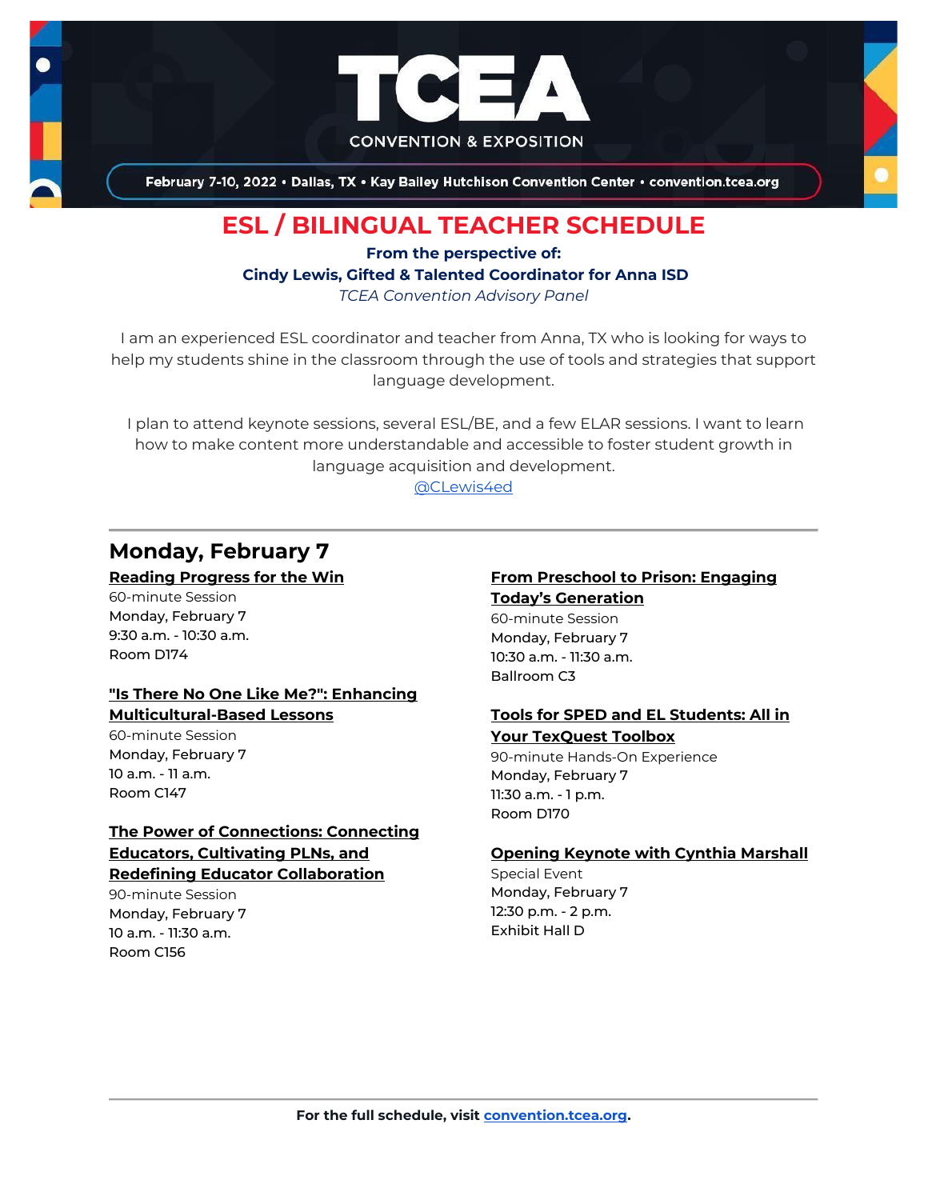# TCEA

CONVENTION & EXPOSITION

February 7-10, 2022 • Dallas, TX • Kay Bailey Hutchison Convention Center • convention.tcea.org

## ESL / BILINGUAL TEACHER SCHEDULE

**From the perspective of:**
**Cindy Lewis, Gifted & Talented Coordinator for Anna ISD**
*TCEA Convention Advisory Panel*

I am an experienced ESL coordinator and teacher from Anna, TX who is looking for ways to help my students shine in the classroom through the use of tools and strategies that support language development.

I plan to attend keynote sessions, several ESL/BE, and a few ELAR sessions. I want to learn how to make content more understandable and accessible to foster student growth in language acquisition and development.

@CLewis4ed

---

## Monday, February 7

**Reading Progress for the Win**
60-minute Session
Monday, February 7
9:30 a.m. - 10:30 a.m.
Room D174

**"Is There No One Like Me?": Enhancing Multicultural-Based Lessons**
60-minute Session
Monday, February 7
10 a.m. - 11 a.m.
Room C147

**The Power of Connections: Connecting Educators, Cultivating PLNs, and Redefining Educator Collaboration**
90-minute Session
Monday, February 7
10 a.m. - 11:30 a.m.
Room C156

**From Preschool to Prison: Engaging Today's Generation**
60-minute Session
Monday, February 7
10:30 a.m. - 11:30 a.m.
Ballroom C3

**Tools for SPED and EL Students: All in Your TexQuest Toolbox**
90-minute Hands-On Experience
Monday, February 7
11:30 a.m. - 1 p.m.
Room D170

**Opening Keynote with Cynthia Marshall**
Special Event
Monday, February 7
12:30 p.m. - 2 p.m.
Exhibit Hall D

---

**For the full schedule, visit convention.tcea.org.**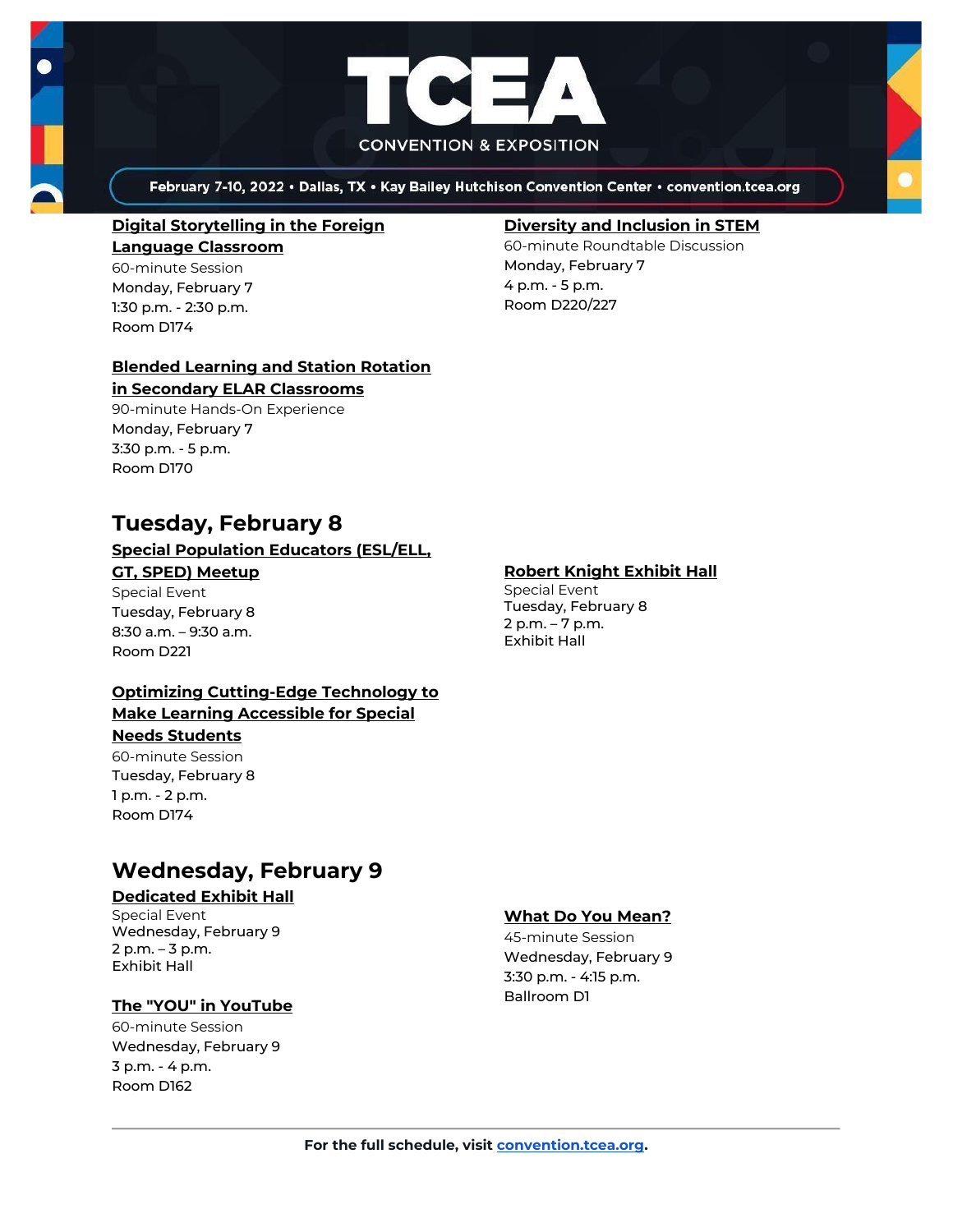**Digital Storytelling in the Foreign Language Classroom**
60-minute Session
Monday, February 7
1:30 p.m. - 2:30 p.m.
Room D174

**Blended Learning and Station Rotation in Secondary ELAR Classrooms**
90-minute Hands-On Experience
Monday, February 7
3:30 p.m. - 5 p.m.
Room D170

**Diversity and Inclusion in STEM**
60-minute Roundtable Discussion
Monday, February 7
4 p.m. - 5 p.m.
Room D220/227

## Tuesday, February 8

**Special Population Educators (ESL/ELL, GT, SPED) Meetup**
Special Event
Tuesday, February 8
8:30 a.m. – 9:30 a.m.
Room D221

**Optimizing Cutting-Edge Technology to Make Learning Accessible for Special Needs Students**
60-minute Session
Tuesday, February 8
1 p.m. - 2 p.m.
Room D174

**Robert Knight Exhibit Hall**
Special Event
Tuesday, February 8
2 p.m. – 7 p.m.
Exhibit Hall

## Wednesday, February 9

**Dedicated Exhibit Hall**
Special Event
Wednesday, February 9
2 p.m. – 3 p.m.
Exhibit Hall

**The "YOU" in YouTube**
60-minute Session
Wednesday, February 9
3 p.m. - 4 p.m.
Room D162

**What Do You Mean?**
45-minute Session
Wednesday, February 9
3:30 p.m. - 4:15 p.m.
Ballroom D1

**For the full schedule, visit [convention.tcea.org](convention.tcea.org).**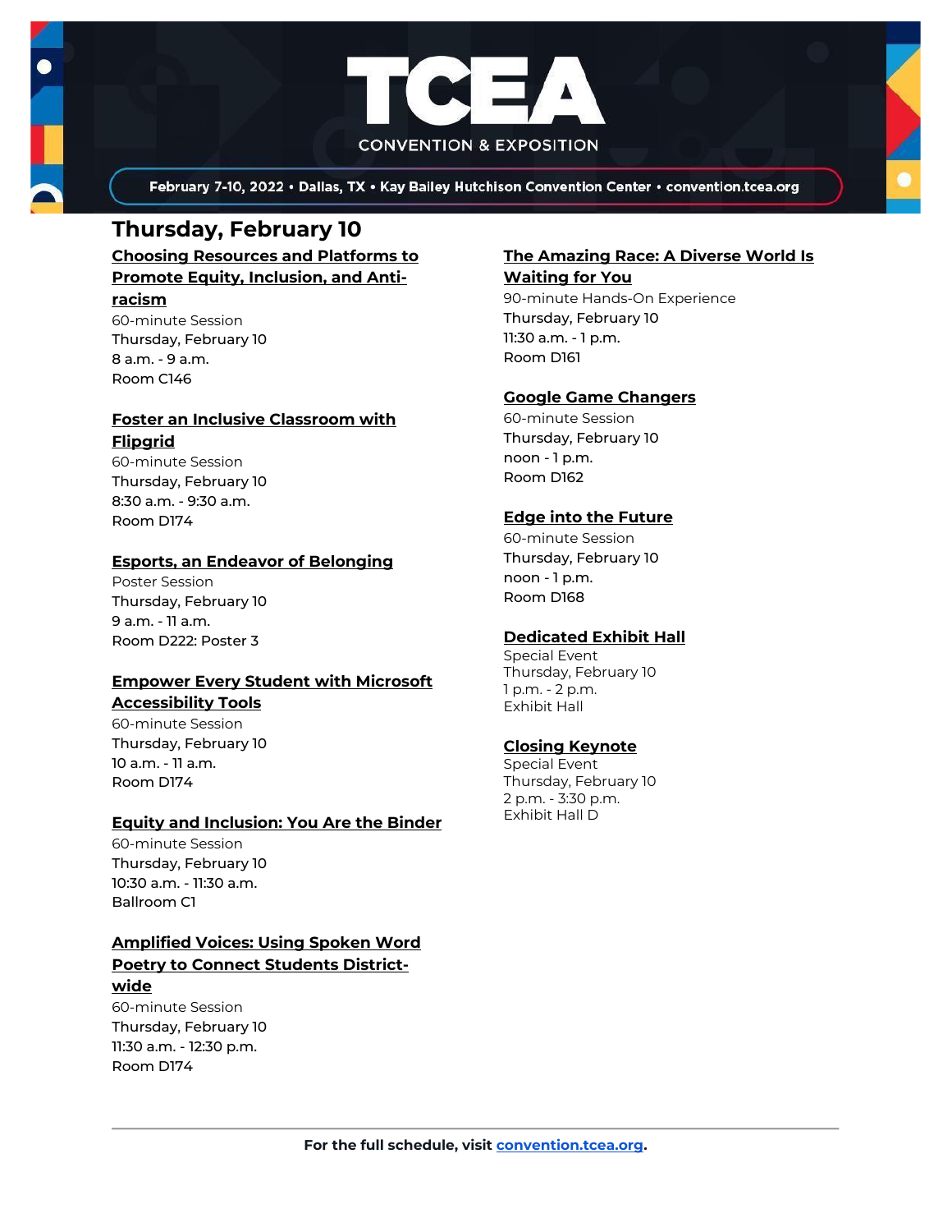## Thursday, February 10

### Choosing Resources and Platforms to Promote Equity, Inclusion, and Anti-racism
60-minute Session
Thursday, February 10
8 a.m. - 9 a.m.
Room C146

### Foster an Inclusive Classroom with Flipgrid
60-minute Session
Thursday, February 10
8:30 a.m. - 9:30 a.m.
Room D174

### Esports, an Endeavor of Belonging
Poster Session
Thursday, February 10
9 a.m. - 11 a.m.
Room D222: Poster 3

### Empower Every Student with Microsoft Accessibility Tools
60-minute Session
Thursday, February 10
10 a.m. - 11 a.m.
Room D174

### Equity and Inclusion: You Are the Binder
60-minute Session
Thursday, February 10
10:30 a.m. - 11:30 a.m.
Ballroom C1

### Amplified Voices: Using Spoken Word Poetry to Connect Students District-wide
60-minute Session
Thursday, February 10
11:30 a.m. - 12:30 p.m.
Room D174

### The Amazing Race: A Diverse World Is Waiting for You
90-minute Hands-On Experience
Thursday, February 10
11:30 a.m. - 1 p.m.
Room D161

### Google Game Changers
60-minute Session
Thursday, February 10
noon - 1 p.m.
Room D162

### Edge into the Future
60-minute Session
Thursday, February 10
noon - 1 p.m.
Room D168

### Dedicated Exhibit Hall
Special Event
Thursday, February 10
1 p.m. - 2 p.m.
Exhibit Hall

### Closing Keynote
Special Event
Thursday, February 10
2 p.m. - 3:30 p.m.
Exhibit Hall D

---

**For the full schedule, visit [convention.tcea.org](convention.tcea.org).**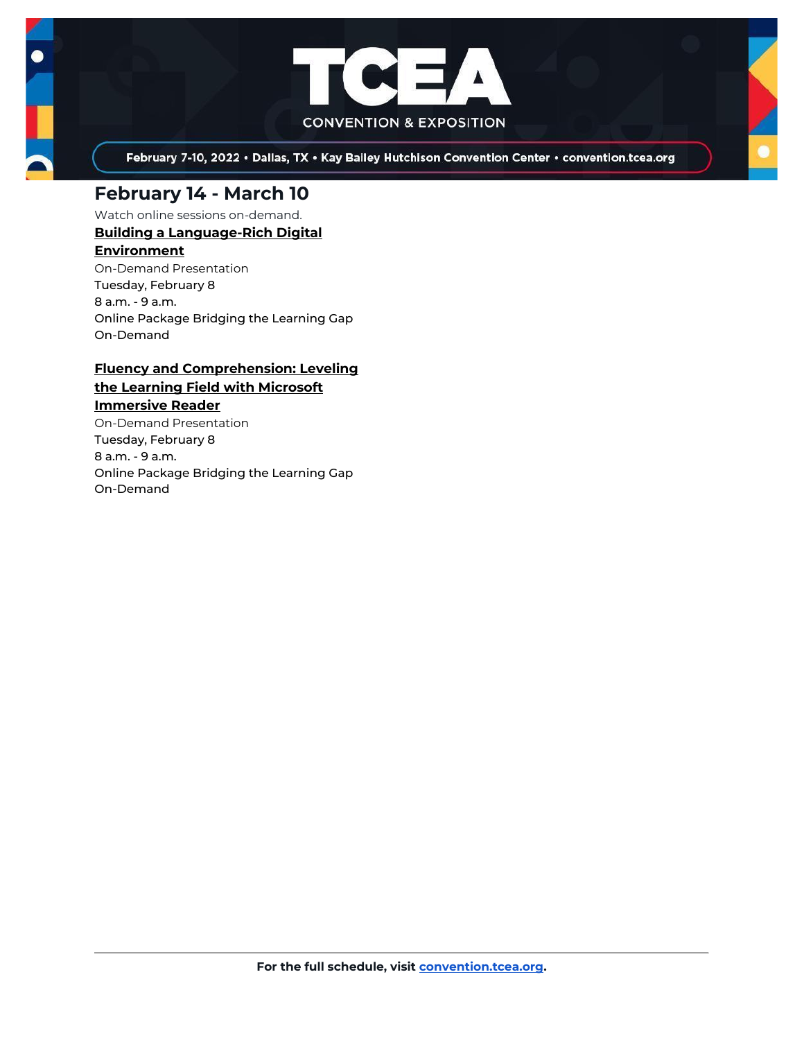## February 14 - March 10

Watch online sessions on-demand.

**Building a Language-Rich Digital Environment**

On-Demand Presentation
Tuesday, February 8
8 a.m. - 9 a.m.
Online Package Bridging the Learning Gap
On-Demand

**Fluency and Comprehension: Leveling the Learning Field with Microsoft Immersive Reader**

On-Demand Presentation
Tuesday, February 8
8 a.m. - 9 a.m.
Online Package Bridging the Learning Gap
On-Demand